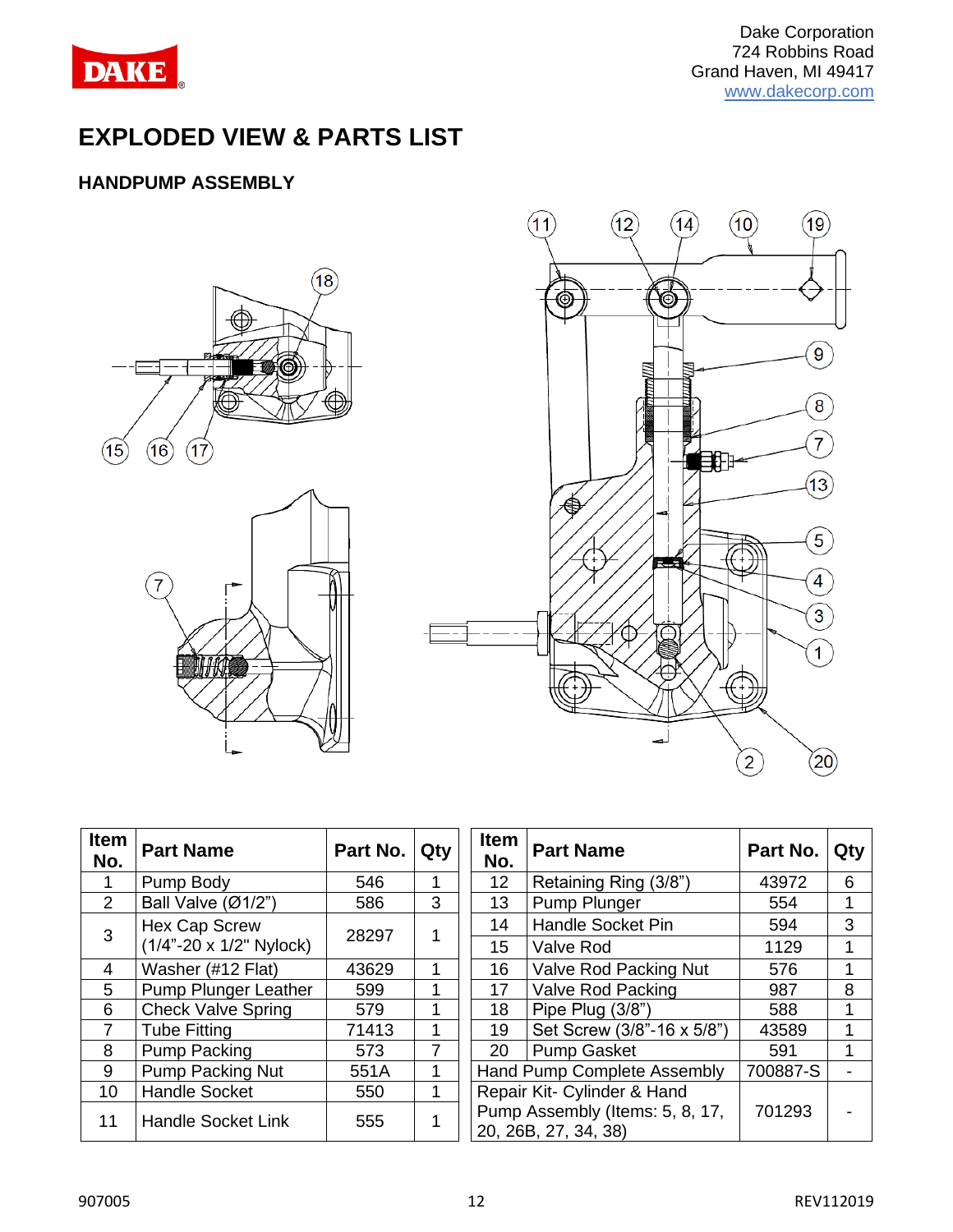Dake Corporation
724 Robbins Road
Grand Haven, MI 49417
www.dakecorp.com

# EXPLODED VIEW & PARTS LIST

## HANDPUMP ASSEMBLY

| Item No. | Part Name | Part No. | Qty |
|---|---|---|---|
| 1 | Pump Body | 546 | 1 |
| 2 | Ball Valve (Ø1/2") | 586 | 3 |
| 3 | Hex Cap Screw (1/4"-20 x 1/2" Nylock) | 28297 | 1 |
| 4 | Washer (#12 Flat) | 43629 | 1 |
| 5 | Pump Plunger Leather | 599 | 1 |
| 6 | Check Valve Spring | 579 | 1 |
| 7 | Tube Fitting | 71413 | 1 |
| 8 | Pump Packing | 573 | 7 |
| 9 | Pump Packing Nut | 551A | 1 |
| 10 | Handle Socket | 550 | 1 |
| 11 | Handle Socket Link | 555 | 1 |

| Item No. | Part Name | Part No. | Qty |
|---|---|---|---|
| 12 | Retaining Ring (3/8") | 43972 | 6 |
| 13 | Pump Plunger | 554 | 1 |
| 14 | Handle Socket Pin | 594 | 3 |
| 15 | Valve Rod | 1129 | 1 |
| 16 | Valve Rod Packing Nut | 576 | 1 |
| 17 | Valve Rod Packing | 987 | 8 |
| 18 | Pipe Plug (3/8") | 588 | 1 |
| 19 | Set Screw (3/8"-16 x 5/8") | 43589 | 1 |
| 20 | Pump Gasket | 591 | 1 |
| Hand Pump Complete Assembly | | 700887-S | - |
| Repair Kit- Cylinder & Hand Pump Assembly (Items: 5, 8, 17, 20, 26B, 27, 34, 38) | | 701293 | - |

907005 REV112019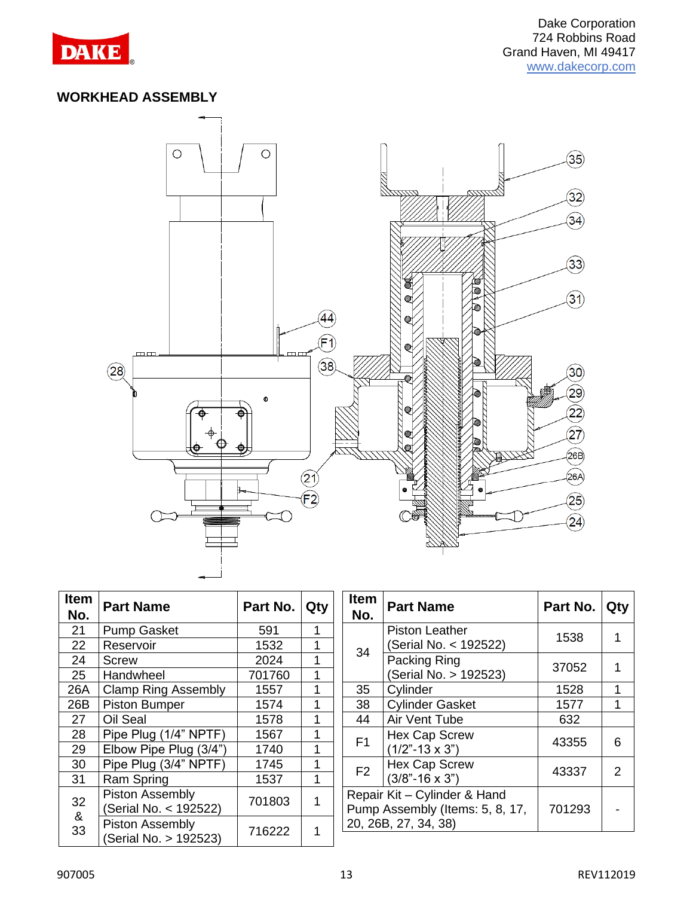Dake Corporation
724 Robbins Road
Grand Haven, MI 49417
www.dakecorp.com

## WORKHEAD ASSEMBLY

| Item No. | Part Name | Part No. | Qty |
|---|---|---|---|
| 21 | Pump Gasket | 591 | 1 |
| 22 | Reservoir | 1532 | 1 |
| 24 | Screw | 2024 | 1 |
| 25 | Handwheel | 701760 | 1 |
| 26A | Clamp Ring Assembly | 1557 | 1 |
| 26B | Piston Bumper | 1574 | 1 |
| 27 | Oil Seal | 1578 | 1 |
| 28 | Pipe Plug (1/4" NPTF) | 1567 | 1 |
| 29 | Elbow Pipe Plug (3/4") | 1740 | 1 |
| 30 | Pipe Plug (3/4" NPTF) | 1745 | 1 |
| 31 | Ram Spring | 1537 | 1 |
| 32 & 33 | Piston Assembly (Serial No. < 192522) | 701803 | 1 |
| | Piston Assembly (Serial No. > 192523) | 716222 | 1 |

| Item No. | Part Name | Part No. | Qty |
|---|---|---|---|
| 34 | Piston Leather (Serial No. < 192522) | 1538 | 1 |
| | Packing Ring (Serial No. > 192523) | 37052 | 1 |
| 35 | Cylinder | 1528 | 1 |
| 38 | Cylinder Gasket | 1577 | 1 |
| 44 | Air Vent Tube | 632 | |
| F1 | Hex Cap Screw (1/2"-13 x 3") | 43355 | 6 |
| F2 | Hex Cap Screw (3/8"-16 x 3") | 43337 | 2 |
| Repair Kit – Cylinder & Hand Pump Assembly (Items: 5, 8, 17, 20, 26B, 27, 34, 38) | | 701293 | - |

907005 REV112019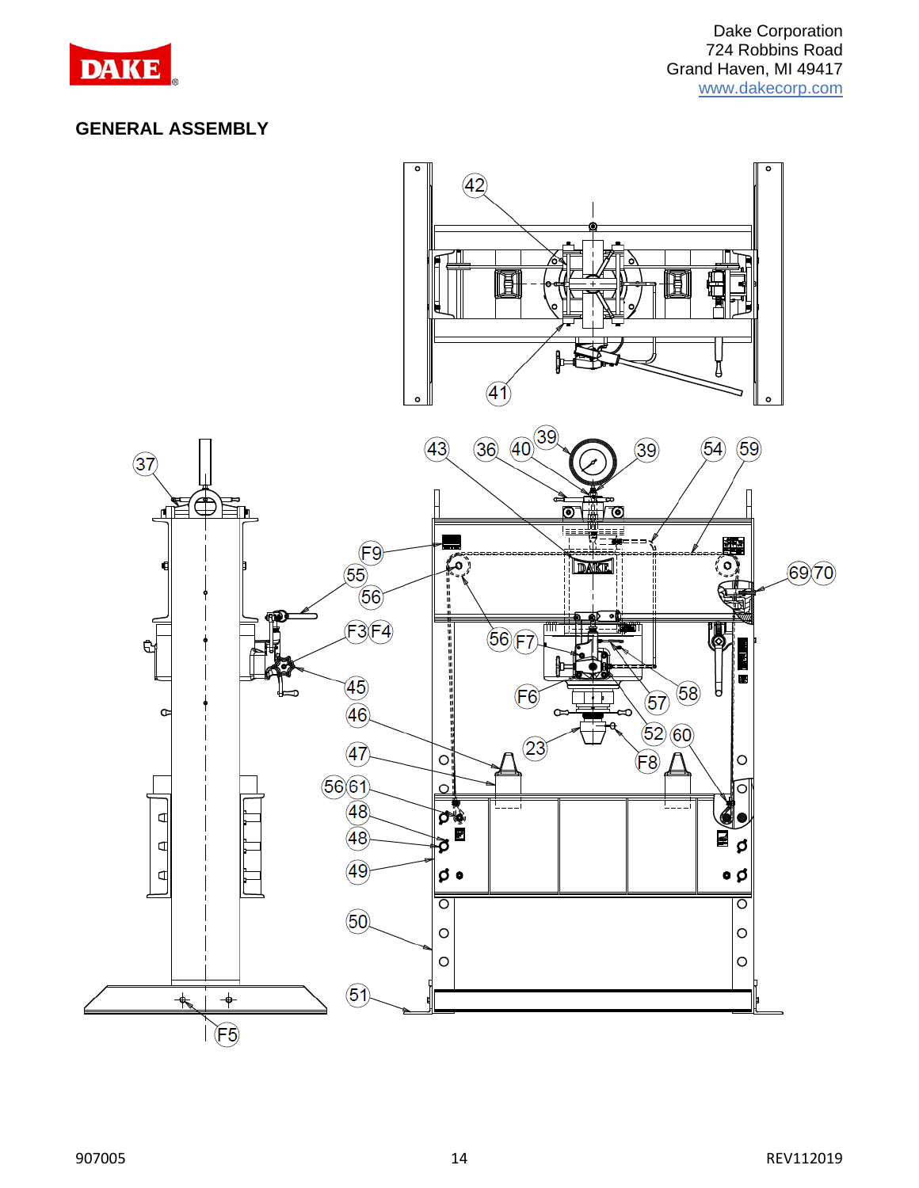Dake Corporation
724 Robbins Road
Grand Haven, MI 49417
www.dakecorp.com

## GENERAL ASSEMBLY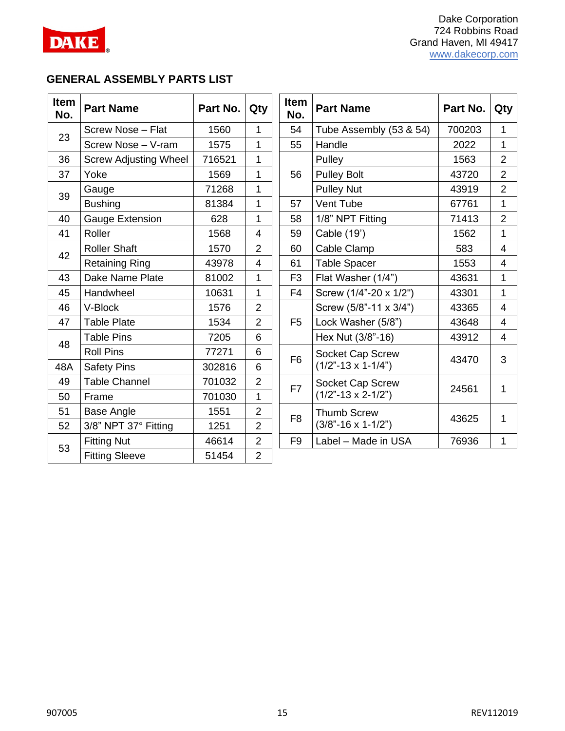Dake Corporation
724 Robbins Road
Grand Haven, MI 49417
www.dakecorp.com

## GENERAL ASSEMBLY PARTS LIST

| Item No. | Part Name | Part No. | Qty |
|---|---|---|---|
| 23 | Screw Nose – Flat | 1560 | 1 |
| | Screw Nose – V-ram | 1575 | 1 |
| 36 | Screw Adjusting Wheel | 716521 | 1 |
| 37 | Yoke | 1569 | 1 |
| 39 | Gauge | 71268 | 1 |
| | Bushing | 81384 | 1 |
| 40 | Gauge Extension | 628 | 1 |
| 41 | Roller | 1568 | 4 |
| 42 | Roller Shaft | 1570 | 2 |
| | Retaining Ring | 43978 | 4 |
| 43 | Dake Name Plate | 81002 | 1 |
| 45 | Handwheel | 10631 | 1 |
| 46 | V-Block | 1576 | 2 |
| 47 | Table Plate | 1534 | 2 |
| 48 | Table Pins | 7205 | 6 |
| | Roll Pins | 77271 | 6 |
| 48A | Safety Pins | 302816 | 6 |
| 49 | Table Channel | 701032 | 2 |
| 50 | Frame | 701030 | 1 |
| 51 | Base Angle | 1551 | 2 |
| 52 | 3/8" NPT 37° Fitting | 1251 | 2 |
| 53 | Fitting Nut | 46614 | 2 |
| | Fitting Sleeve | 51454 | 2 |

| Item No. | Part Name | Part No. | Qty |
|---|---|---|---|
| 54 | Tube Assembly (53 & 54) | 700203 | 1 |
| 55 | Handle | 2022 | 1 |
| 56 | Pulley | 1563 | 2 |
| | Pulley Bolt | 43720 | 2 |
| | Pulley Nut | 43919 | 2 |
| 57 | Vent Tube | 67761 | 1 |
| 58 | 1/8" NPT Fitting | 71413 | 2 |
| 59 | Cable (19') | 1562 | 1 |
| 60 | Cable Clamp | 583 | 4 |
| 61 | Table Spacer | 1553 | 4 |
| F3 | Flat Washer (1/4") | 43631 | 1 |
| F4 | Screw (1/4"-20 x 1/2") | 43301 | 1 |
| F5 | Screw (5/8"-11 x 3/4") | 43365 | 4 |
| | Lock Washer (5/8") | 43648 | 4 |
| | Hex Nut (3/8"-16) | 43912 | 4 |
| F6 | Socket Cap Screw (1/2"-13 x 1-1/4") | 43470 | 3 |
| F7 | Socket Cap Screw (1/2"-13 x 2-1/2") | 24561 | 1 |
| F8 | Thumb Screw (3/8"-16 x 1-1/2") | 43625 | 1 |
| F9 | Label – Made in USA | 76936 | 1 |

907005 REV112019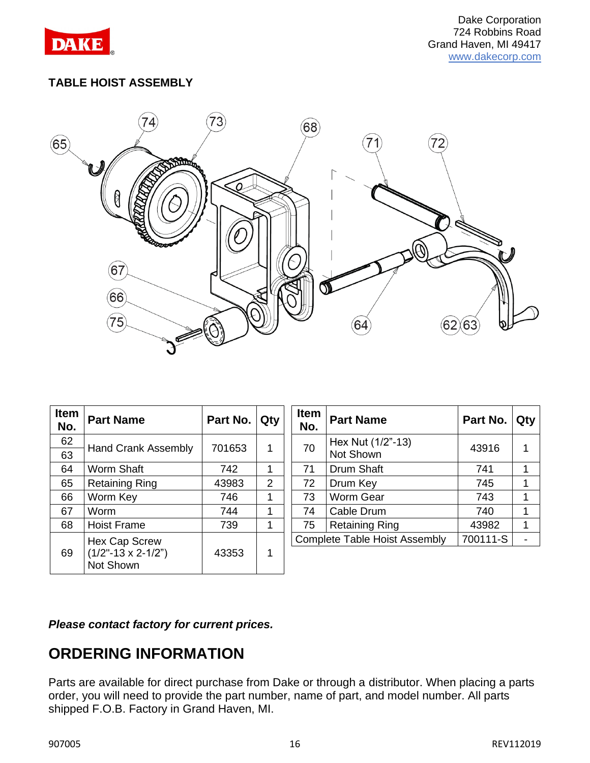## TABLE HOIST ASSEMBLY

74
73
68
65
71
72
67
66
75
64
62
63

| Item No. | Part Name | Part No. | Qty |
|---|---|---|---|
| 62 | Hand Crank Assembly | 701653 | 1 |
| 63 | | | |
| 64 | Worm Shaft | 742 | 1 |
| 65 | Retaining Ring | 43983 | 2 |
| 66 | Worm Key | 746 | 1 |
| 67 | Worm | 744 | 1 |
| 68 | Hoist Frame | 739 | 1 |
| 69 | Hex Cap Screw (1/2"-13 x 2-1/2") Not Shown | 43353 | 1 |

| Item No. | Part Name | Part No. | Qty |
|---|---|---|---|
| 70 | Hex Nut (1/2"-13) Not Shown | 43916 | 1 |
| 71 | Drum Shaft | 741 | 1 |
| 72 | Drum Key | 745 | 1 |
| 73 | Worm Gear | 743 | 1 |
| 74 | Cable Drum | 740 | 1 |
| 75 | Retaining Ring | 43982 | 1 |
| Complete Table Hoist Assembly | | 700111-S | - |

***Please contact factory for current prices.***

## ORDERING INFORMATION

Parts are available for direct purchase from Dake or through a distributor. When placing a parts order, you will need to provide the part number, name of part, and model number. All parts shipped F.O.B. Factory in Grand Haven, MI.